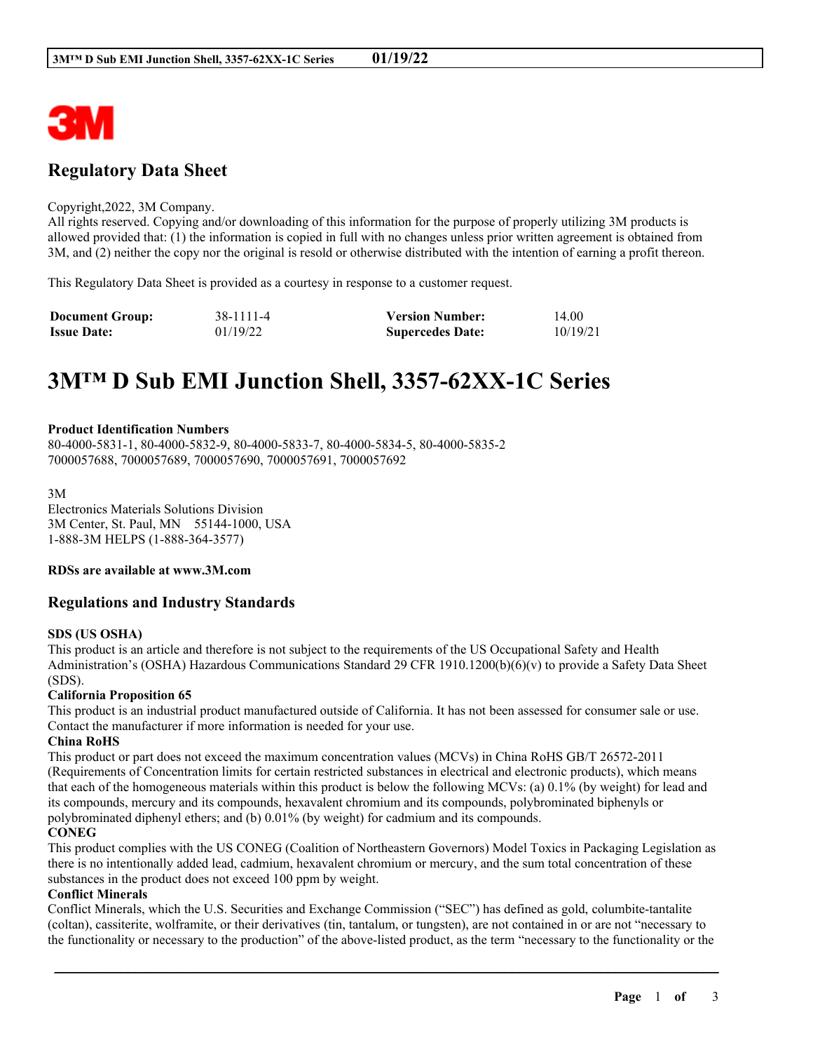3M

## Regulatory Data Sheet

Copyright,2022, 3M Company.
All rights reserved. Copying and/or downloading of this information for the purpose of properly utilizing 3M products is allowed provided that: (1) the information is copied in full with no changes unless prior written agreement is obtained from 3M, and (2) neither the copy nor the original is resold or otherwise distributed with the intention of earning a profit thereon.

This Regulatory Data Sheet is provided as a courtesy in response to a customer request.

| **Document Group:** | 38-1111-4 | **Version Number:** | 14.00 |
|---|---|---|---|
| **Issue Date:** | 01/19/22 | **Supercedes Date:** | 10/19/21 |

# 3M™ D Sub EMI Junction Shell, 3357-62XX-1C Series

**Product Identification Numbers**
80-4000-5831-1, 80-4000-5832-9, 80-4000-5833-7, 80-4000-5834-5, 80-4000-5835-2
7000057688, 7000057689, 7000057690, 7000057691, 7000057692

3M
Electronics Materials Solutions Division
3M Center, St. Paul, MN 55144-1000, USA
1-888-3M HELPS (1-888-364-3577)

**RDSs are available at www.3M.com**

## Regulations and Industry Standards

**SDS (US OSHA)**
This product is an article and therefore is not subject to the requirements of the US Occupational Safety and Health Administration's (OSHA) Hazardous Communications Standard 29 CFR 1910.1200(b)(6)(v) to provide a Safety Data Sheet (SDS).

**California Proposition 65**
This product is an industrial product manufactured outside of California. It has not been assessed for consumer sale or use. Contact the manufacturer if more information is needed for your use.

**China RoHS**
This product or part does not exceed the maximum concentration values (MCVs) in China RoHS GB/T 26572-2011 (Requirements of Concentration limits for certain restricted substances in electrical and electronic products), which means that each of the homogeneous materials within this product is below the following MCVs: (a) 0.1% (by weight) for lead and its compounds, mercury and its compounds, hexavalent chromium and its compounds, polybrominated biphenyls or polybrominated diphenyl ethers; and (b) 0.01% (by weight) for cadmium and its compounds.

**CONEG**
This product complies with the US CONEG (Coalition of Northeastern Governors) Model Toxics in Packaging Legislation as there is no intentionally added lead, cadmium, hexavalent chromium or mercury, and the sum total concentration of these substances in the product does not exceed 100 ppm by weight.

**Conflict Minerals**
Conflict Minerals, which the U.S. Securities and Exchange Commission ("SEC") has defined as gold, columbite-tantalite (coltan), cassiterite, wolframite, or their derivatives (tin, tantalum, or tungsten), are not contained in or are not "necessary to the functionality or necessary to the production" of the above-listed product, as the term "necessary to the functionality or the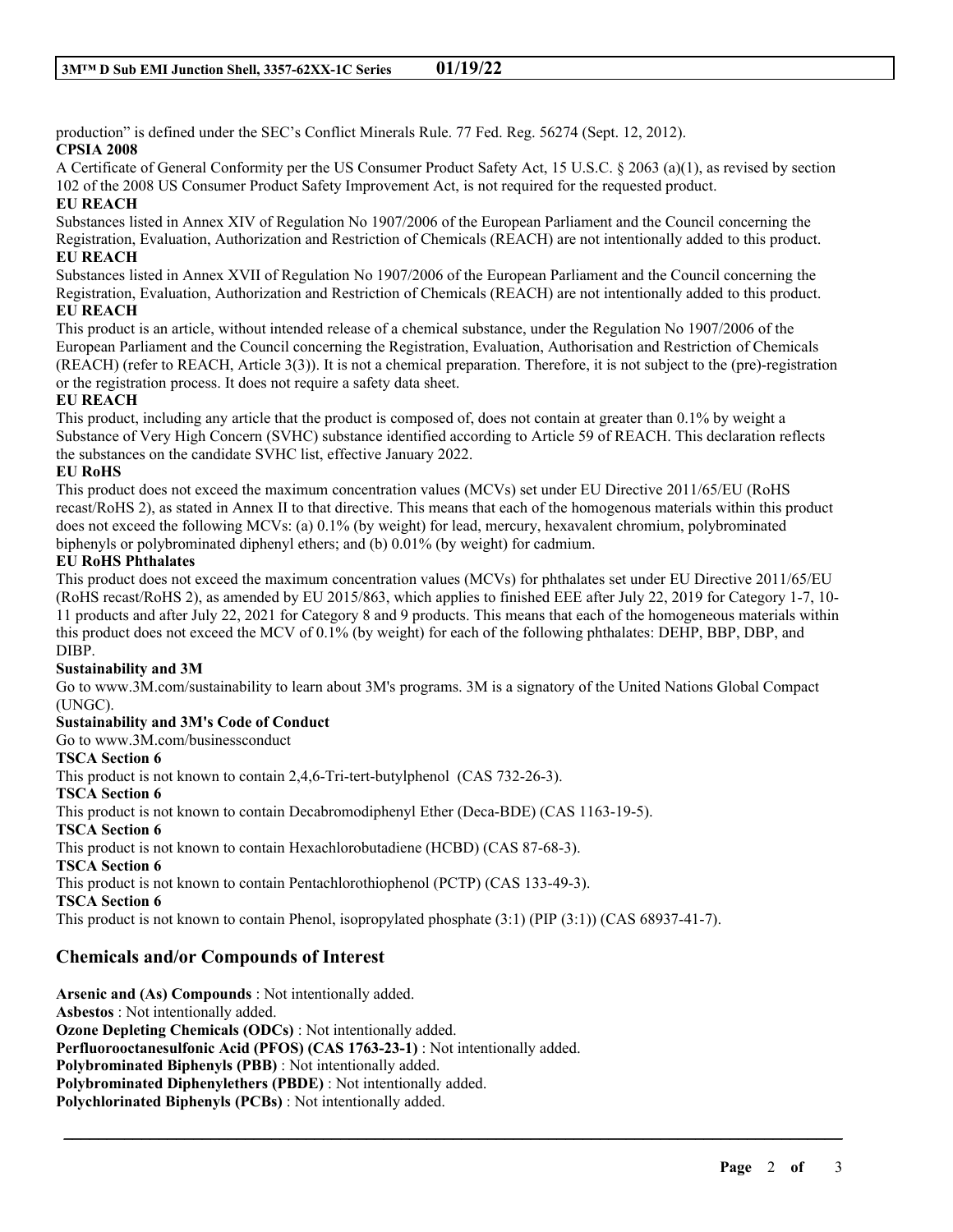production" is defined under the SEC's Conflict Minerals Rule. 77 Fed. Reg. 56274 (Sept. 12, 2012).

**CPSIA 2008**

A Certificate of General Conformity per the US Consumer Product Safety Act, 15 U.S.C. § 2063 (a)(1), as revised by section 102 of the 2008 US Consumer Product Safety Improvement Act, is not required for the requested product.

**EU REACH**

Substances listed in Annex XIV of Regulation No 1907/2006 of the European Parliament and the Council concerning the Registration, Evaluation, Authorization and Restriction of Chemicals (REACH) are not intentionally added to this product.

**EU REACH**

Substances listed in Annex XVII of Regulation No 1907/2006 of the European Parliament and the Council concerning the Registration, Evaluation, Authorization and Restriction of Chemicals (REACH) are not intentionally added to this product.

**EU REACH**

This product is an article, without intended release of a chemical substance, under the Regulation No 1907/2006 of the European Parliament and the Council concerning the Registration, Evaluation, Authorisation and Restriction of Chemicals (REACH) (refer to REACH, Article 3(3)). It is not a chemical preparation. Therefore, it is not subject to the (pre)-registration or the registration process. It does not require a safety data sheet.

**EU REACH**

This product, including any article that the product is composed of, does not contain at greater than 0.1% by weight a Substance of Very High Concern (SVHC) substance identified according to Article 59 of REACH. This declaration reflects the substances on the candidate SVHC list, effective January 2022.

**EU RoHS**

This product does not exceed the maximum concentration values (MCVs) set under EU Directive 2011/65/EU (RoHS recast/RoHS 2), as stated in Annex II to that directive. This means that each of the homogenous materials within this product does not exceed the following MCVs: (a) 0.1% (by weight) for lead, mercury, hexavalent chromium, polybrominated biphenyls or polybrominated diphenyl ethers; and (b) 0.01% (by weight) for cadmium.

**EU RoHS Phthalates**

This product does not exceed the maximum concentration values (MCVs) for phthalates set under EU Directive 2011/65/EU (RoHS recast/RoHS 2), as amended by EU 2015/863, which applies to finished EEE after July 22, 2019 for Category 1-7, 10-11 products and after July 22, 2021 for Category 8 and 9 products. This means that each of the homogeneous materials within this product does not exceed the MCV of 0.1% (by weight) for each of the following phthalates: DEHP, BBP, DBP, and DIBP.

**Sustainability and 3M**

Go to www.3M.com/sustainability to learn about 3M's programs. 3M is a signatory of the United Nations Global Compact (UNGC).

**Sustainability and 3M's Code of Conduct**

Go to www.3M.com/businessconduct

**TSCA Section 6**

This product is not known to contain 2,4,6-Tri-tert-butylphenol (CAS 732-26-3).

**TSCA Section 6**

This product is not known to contain Decabromodiphenyl Ether (Deca-BDE) (CAS 1163-19-5).

**TSCA Section 6**

This product is not known to contain Hexachlorobutadiene (HCBD) (CAS 87-68-3).

**TSCA Section 6**

This product is not known to contain Pentachlorothiophenol (PCTP) (CAS 133-49-3).

**TSCA Section 6**

This product is not known to contain Phenol, isopropylated phosphate (3:1) (PIP (3:1)) (CAS 68937-41-7).

## Chemicals and/or Compounds of Interest

**Arsenic and (As) Compounds** : Not intentionally added.
**Asbestos** : Not intentionally added.
**Ozone Depleting Chemicals (ODCs)** : Not intentionally added.
**Perfluorooctanesulfonic Acid (PFOS) (CAS 1763-23-1)** : Not intentionally added.
**Polybrominated Biphenyls (PBB)** : Not intentionally added.
**Polybrominated Diphenylethers (PBDE)** : Not intentionally added.
**Polychlorinated Biphenyls (PCBs)** : Not intentionally added.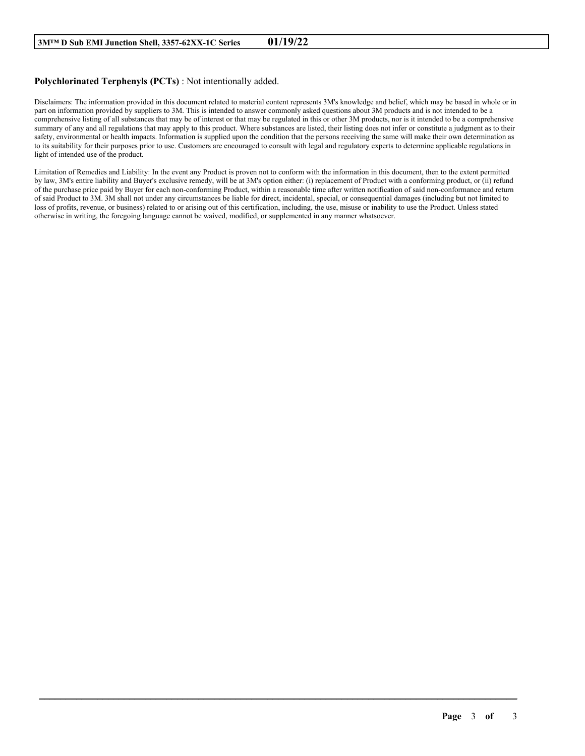**Polychlorinated Terphenyls (PCTs)** : Not intentionally added.

Disclaimers: The information provided in this document related to material content represents 3M's knowledge and belief, which may be based in whole or in part on information provided by suppliers to 3M. This is intended to answer commonly asked questions about 3M products and is not intended to be a comprehensive listing of all substances that may be of interest or that may be regulated in this or other 3M products, nor is it intended to be a comprehensive summary of any and all regulations that may apply to this product. Where substances are listed, their listing does not infer or constitute a judgment as to their safety, environmental or health impacts. Information is supplied upon the condition that the persons receiving the same will make their own determination as to its suitability for their purposes prior to use. Customers are encouraged to consult with legal and regulatory experts to determine applicable regulations in light of intended use of the product.

Limitation of Remedies and Liability: In the event any Product is proven not to conform with the information in this document, then to the extent permitted by law, 3M's entire liability and Buyer's exclusive remedy, will be at 3M's option either: (i) replacement of Product with a conforming product, or (ii) refund of the purchase price paid by Buyer for each non-conforming Product, within a reasonable time after written notification of said non-conformance and return of said Product to 3M. 3M shall not under any circumstances be liable for direct, incidental, special, or consequential damages (including but not limited to loss of profits, revenue, or business) related to or arising out of this certification, including, the use, misuse or inability to use the Product. Unless stated otherwise in writing, the foregoing language cannot be waived, modified, or supplemented in any manner whatsoever.